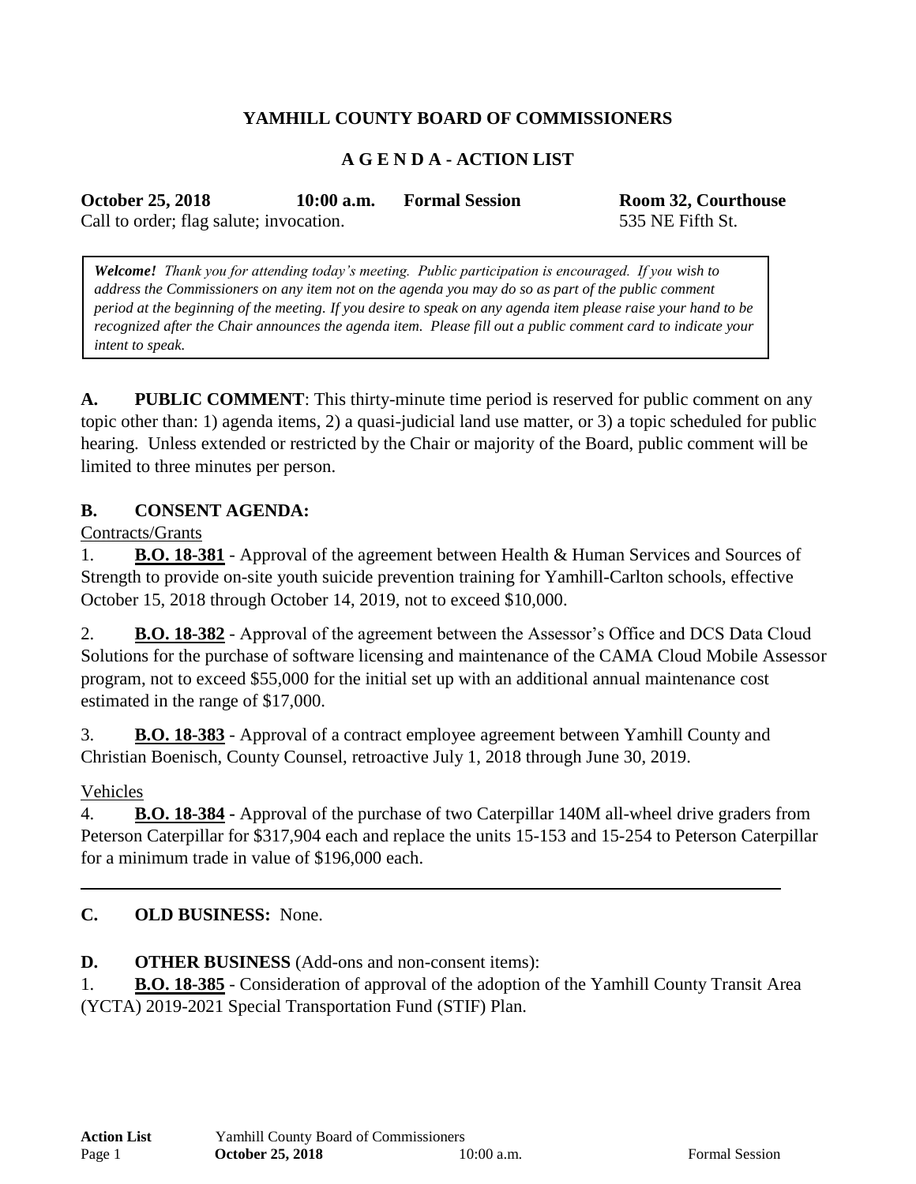# YAMHILL COUNTY BOARD OF COMMISSIONERS

## A G E N D A - ACTION LIST

**October 25, 2018** **10:00 a.m.** **Formal Session** **Room 32, Courthouse**

Call to order; flag salute; invocation. 535 NE Fifth St.

> ***Welcome!*** *Thank you for attending today's meeting. Public participation is encouraged. If you wish to address the Commissioners on any item not on the agenda you may do so as part of the public comment period at the beginning of the meeting. If you desire to speak on any agenda item please raise your hand to be recognized after the Chair announces the agenda item. Please fill out a public comment card to indicate your intent to speak.*

**A. PUBLIC COMMENT**: This thirty-minute time period is reserved for public comment on any topic other than: 1) agenda items, 2) a quasi-judicial land use matter, or 3) a topic scheduled for public hearing. Unless extended or restricted by the Chair or majority of the Board, public comment will be limited to three minutes per person.

**B. CONSENT AGENDA:**

Contracts/Grants

1. **B.O. 18-381** - Approval of the agreement between Health & Human Services and Sources of Strength to provide on-site youth suicide prevention training for Yamhill-Carlton schools, effective October 15, 2018 through October 14, 2019, not to exceed $10,000.

2. **B.O. 18-382** - Approval of the agreement between the Assessor's Office and DCS Data Cloud Solutions for the purchase of software licensing and maintenance of the CAMA Cloud Mobile Assessor program, not to exceed $55,000 for the initial set up with an additional annual maintenance cost estimated in the range of $17,000.

3. **B.O. 18-383** - Approval of a contract employee agreement between Yamhill County and Christian Boenisch, County Counsel, retroactive July 1, 2018 through June 30, 2019.

Vehicles

4. **B.O. 18-384 -** Approval of the purchase of two Caterpillar 140M all-wheel drive graders from Peterson Caterpillar for $317,904 each and replace the units 15-153 and 15-254 to Peterson Caterpillar for a minimum trade in value of $196,000 each.

---

**C. OLD BUSINESS:** None.

**D. OTHER BUSINESS** (Add-ons and non-consent items):

1. **B.O. 18-385** - Consideration of approval of the adoption of the Yamhill County Transit Area (YCTA) 2019-2021 Special Transportation Fund (STIF) Plan.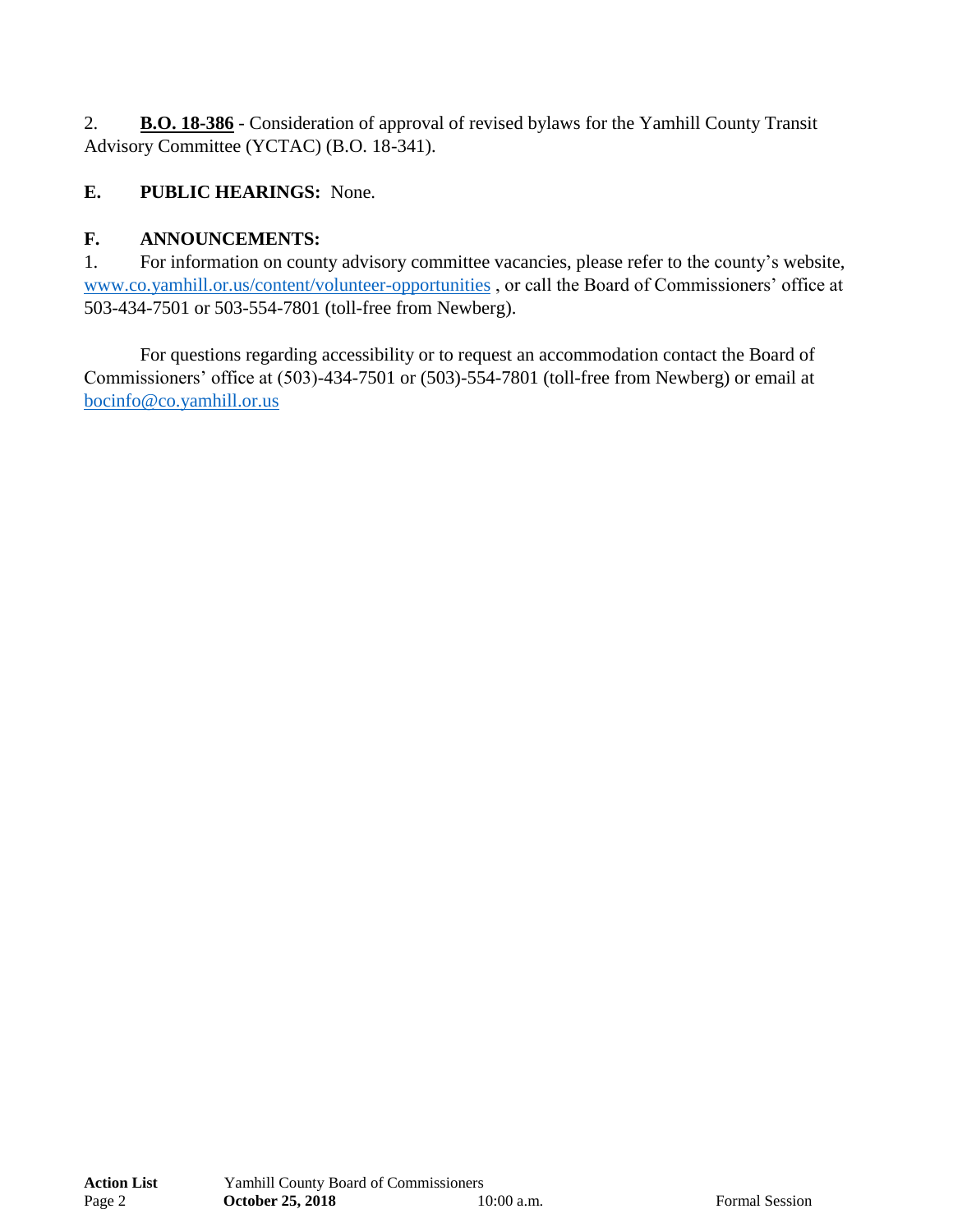2. **B.O. 18-386** - Consideration of approval of revised bylaws for the Yamhill County Transit Advisory Committee (YCTAC) (B.O. 18-341).

**E. PUBLIC HEARINGS:** None.

**F. ANNOUNCEMENTS:**

1. For information on county advisory committee vacancies, please refer to the county's website, www.co.yamhill.or.us/content/volunteer-opportunities , or call the Board of Commissioners' office at 503-434-7501 or 503-554-7801 (toll-free from Newberg).

For questions regarding accessibility or to request an accommodation contact the Board of Commissioners' office at (503)-434-7501 or (503)-554-7801 (toll-free from Newberg) or email at bocinfo@co.yamhill.or.us